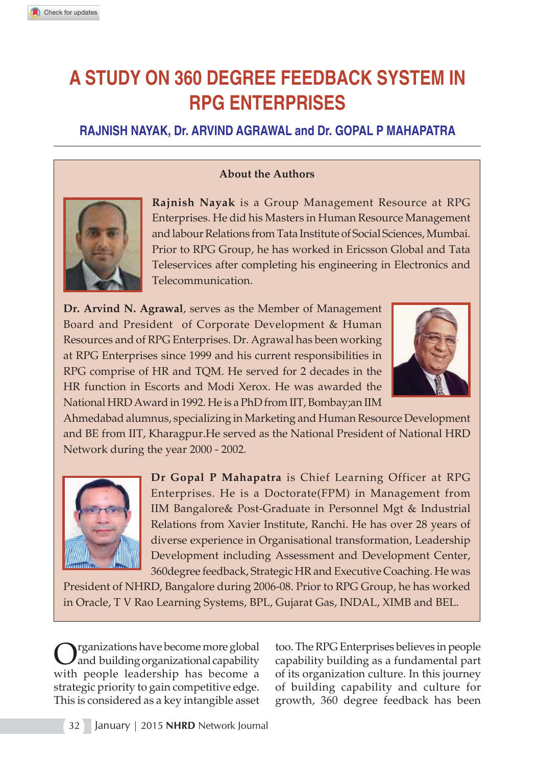# A STUDY ON 360 DEGREE FEEDBACK SYSTEM IN RPG ENTERPRISES

**RAJNISH NAYAK, Dr. ARVIND AGRAWAL and Dr. GOPAL P MAHAPATRA**

### About the Authors

**Rajnish Nayak** is a Group Management Resource at RPG Enterprises. He did his Masters in Human Resource Management and labour Relations from Tata Institute of Social Sciences, Mumbai. Prior to RPG Group, he has worked in Ericsson Global and Tata Teleservices after completing his engineering in Electronics and Telecommunication.

**Dr. Arvind N. Agrawal**, serves as the Member of Management Board and President of Corporate Development & Human Resources and of RPG Enterprises. Dr. Agrawal has been working at RPG Enterprises since 1999 and his current responsibilities in RPG comprise of HR and TQM. He served for 2 decades in the HR function in Escorts and Modi Xerox. He was awarded the National HRD Award in 1992. He is a PhD from IIT, Bombay;an IIM Ahmedabad alumnus, specializing in Marketing and Human Resource Development and BE from IIT, Kharagpur.He served as the National President of National HRD Network during the year 2000 - 2002.

**Dr Gopal P Mahapatra** is Chief Learning Officer at RPG Enterprises. He is a Doctorate(FPM) in Management from IIM Bangalore& Post-Graduate in Personnel Mgt & Industrial Relations from Xavier Institute, Ranchi. He has over 28 years of diverse experience in Organisational transformation, Leadership Development including Assessment and Development Center, 360degree feedback, Strategic HR and Executive Coaching. He was President of NHRD, Bangalore during 2006-08. Prior to RPG Group, he has worked in Oracle, T V Rao Learning Systems, BPL, Gujarat Gas, INDAL, XIMB and BEL.

Organizations have become more global and building organizational capability with people leadership has become a strategic priority to gain competitive edge. This is considered as a key intangible asset too. The RPG Enterprises believes in people capability building as a fundamental part of its organization culture. In this journey of building capability and culture for growth, 360 degree feedback has been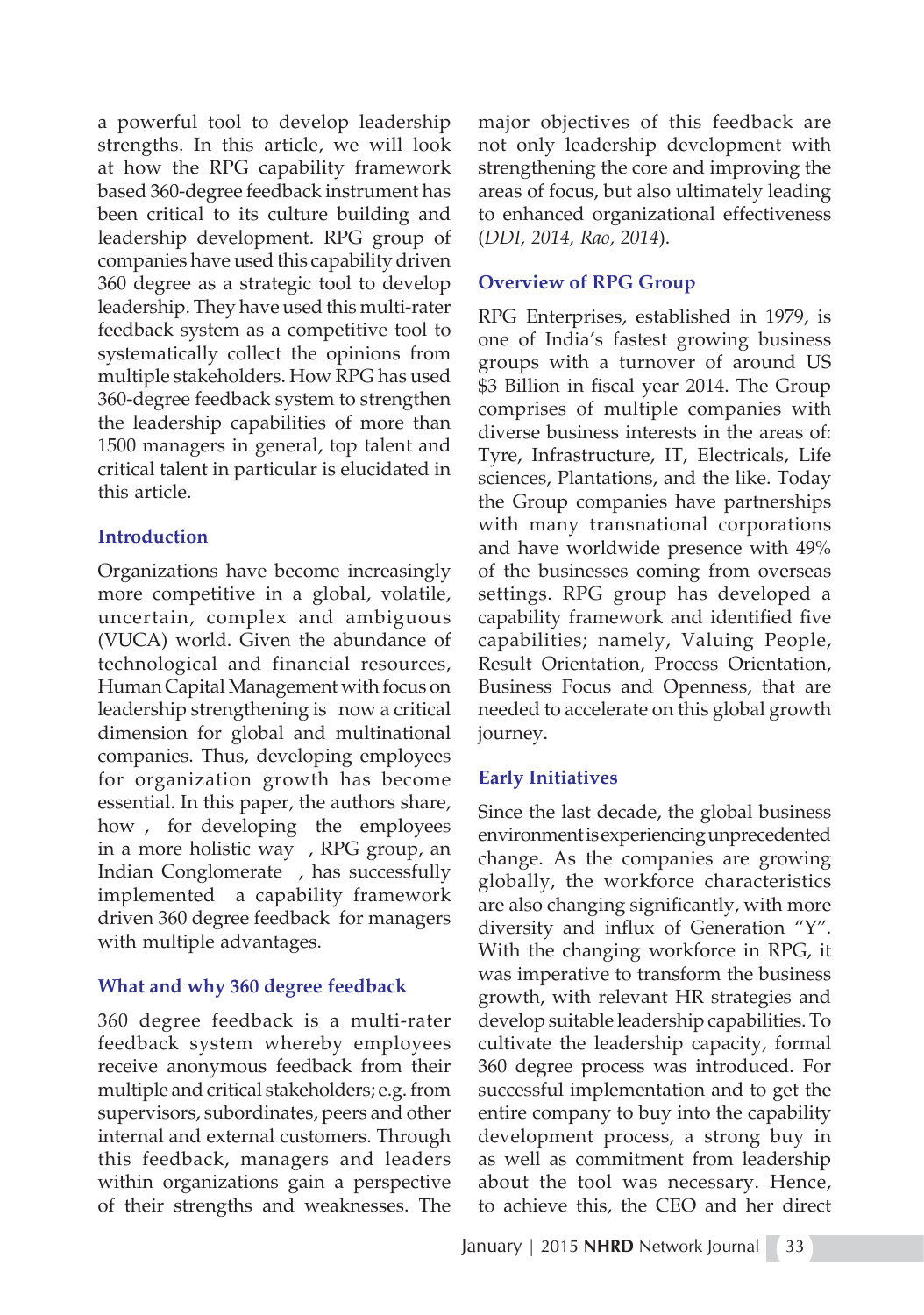a powerful tool to develop leadership strengths. In this article, we will look at how the RPG capability framework based 360-degree feedback instrument has been critical to its culture building and leadership development. RPG group of companies have used this capability driven 360 degree as a strategic tool to develop leadership. They have used this multi-rater feedback system as a competitive tool to systematically collect the opinions from multiple stakeholders. How RPG has used 360-degree feedback system to strengthen the leadership capabilities of more than 1500 managers in general, top talent and critical talent in particular is elucidated in this article.

## Introduction

Organizations have become increasingly more competitive in a global, volatile, uncertain, complex and ambiguous (VUCA) world. Given the abundance of technological and financial resources, Human Capital Management with focus on leadership strengthening is now a critical dimension for global and multinational companies. Thus, developing employees for organization growth has become essential. In this paper, the authors share, how , for developing the employees in a more holistic way , RPG group, an Indian Conglomerate , has successfully implemented a capability framework driven 360 degree feedback for managers with multiple advantages.

## What and why 360 degree feedback

360 degree feedback is a multi-rater feedback system whereby employees receive anonymous feedback from their multiple and critical stakeholders; e.g. from supervisors, subordinates, peers and other internal and external customers. Through this feedback, managers and leaders within organizations gain a perspective of their strengths and weaknesses. The major objectives of this feedback are not only leadership development with strengthening the core and improving the areas of focus, but also ultimately leading to enhanced organizational effectiveness (*DDI, 2014, Rao, 2014*).

## Overview of RPG Group

RPG Enterprises, established in 1979, is one of India's fastest growing business groups with a turnover of around US $3 Billion in fiscal year 2014. The Group comprises of multiple companies with diverse business interests in the areas of: Tyre, Infrastructure, IT, Electricals, Life sciences, Plantations, and the like. Today the Group companies have partnerships with many transnational corporations and have worldwide presence with 49% of the businesses coming from overseas settings. RPG group has developed a capability framework and identified five capabilities; namely, Valuing People, Result Orientation, Process Orientation, Business Focus and Openness, that are needed to accelerate on this global growth journey.

## Early Initiatives

Since the last decade, the global business environment is experiencing unprecedented change. As the companies are growing globally, the workforce characteristics are also changing significantly, with more diversity and influx of Generation "Y". With the changing workforce in RPG, it was imperative to transform the business growth, with relevant HR strategies and develop suitable leadership capabilities. To cultivate the leadership capacity, formal 360 degree process was introduced. For successful implementation and to get the entire company to buy into the capability development process, a strong buy in as well as commitment from leadership about the tool was necessary. Hence, to achieve this, the CEO and her direct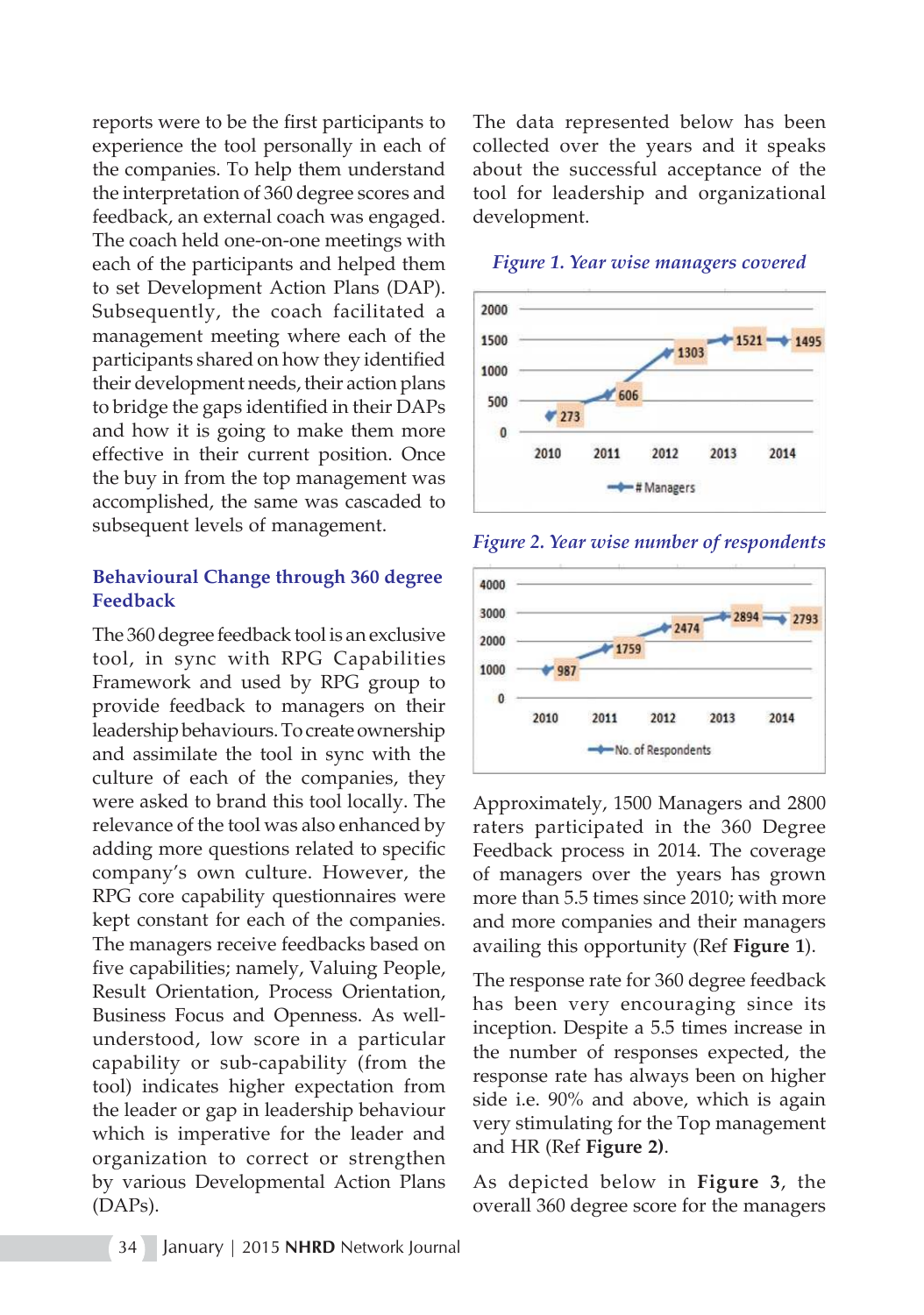reports were to be the first participants to experience the tool personally in each of the companies. To help them understand the interpretation of 360 degree scores and feedback, an external coach was engaged. The coach held one-on-one meetings with each of the participants and helped them to set Development Action Plans (DAP). Subsequently, the coach facilitated a management meeting where each of the participants shared on how they identified their development needs, their action plans to bridge the gaps identified in their DAPs and how it is going to make them more effective in their current position. Once the buy in from the top management was accomplished, the same was cascaded to subsequent levels of management.

## Behavioural Change through 360 degree Feedback

The 360 degree feedback tool is an exclusive tool, in sync with RPG Capabilities Framework and used by RPG group to provide feedback to managers on their leadership behaviours. To create ownership and assimilate the tool in sync with the culture of each of the companies, they were asked to brand this tool locally. The relevance of the tool was also enhanced by adding more questions related to specific company's own culture. However, the RPG core capability questionnaires were kept constant for each of the companies. The managers receive feedbacks based on five capabilities; namely, Valuing People, Result Orientation, Process Orientation, Business Focus and Openness. As well-understood, low score in a particular capability or sub-capability (from the tool) indicates higher expectation from the leader or gap in leadership behaviour which is imperative for the leader and organization to correct or strengthen by various Developmental Action Plans (DAPs).

The data represented below has been collected over the years and it speaks about the successful acceptance of the tool for leadership and organizational development.

*Figure 1. Year wise managers covered*

| Year | # Managers |
|---|---|
| 2010 | 273 |
| 2011 | 606 |
| 2012 | 1303 |
| 2013 | 1521 |
| 2014 | 1495 |

*Figure 2. Year wise number of respondents*

| Year | No. of Respondents |
|---|---|
| 2010 | 987 |
| 2011 | 1759 |
| 2012 | 2474 |
| 2013 | 2894 |
| 2014 | 2793 |

Approximately, 1500 Managers and 2800 raters participated in the 360 Degree Feedback process in 2014. The coverage of managers over the years has grown more than 5.5 times since 2010; with more and more companies and their managers availing this opportunity (Ref **Figure 1**).

The response rate for 360 degree feedback has been very encouraging since its inception. Despite a 5.5 times increase in the number of responses expected, the response rate has always been on higher side i.e. 90% and above, which is again very stimulating for the Top management and HR (Ref **Figure 2**).

As depicted below in **Figure 3**, the overall 360 degree score for the managers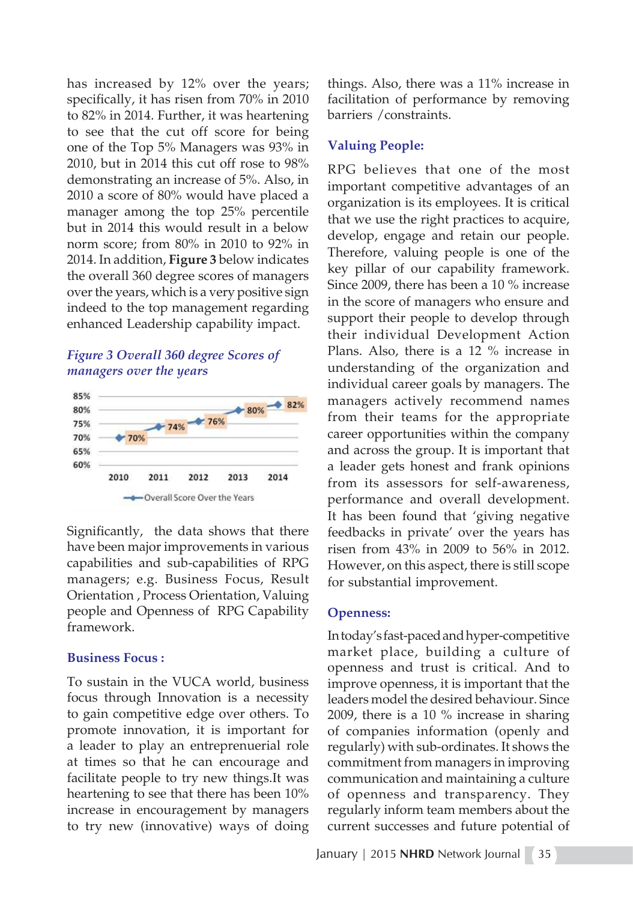has increased by 12% over the years; specifically, it has risen from 70% in 2010 to 82% in 2014. Further, it was heartening to see that the cut off score for being one of the Top 5% Managers was 93% in 2010, but in 2014 this cut off rose to 98% demonstrating an increase of 5%. Also, in 2010 a score of 80% would have placed a manager among the top 25% percentile but in 2014 this would result in a below norm score; from 80% in 2010 to 92% in 2014. In addition, **Figure 3** below indicates the overall 360 degree scores of managers over the years, which is a very positive sign indeed to the top management regarding enhanced Leadership capability impact.

*Figure 3 Overall 360 degree Scores of managers over the years*

| Year | Overall Score Over the Years |
|---|---|
| 2010 | 70% |
| 2011 | 74% |
| 2012 | 76% |
| 2013 | 80% |
| 2014 | 82% |

Significantly, the data shows that there have been major improvements in various capabilities and sub-capabilities of RPG managers; e.g. Business Focus, Result Orientation , Process Orientation, Valuing people and Openness of RPG Capability framework.

### Business Focus :

To sustain in the VUCA world, business focus through Innovation is a necessity to gain competitive edge over others. To promote innovation, it is important for a leader to play an entreprenuerial role at times so that he can encourage and facilitate people to try new things.It was heartening to see that there has been 10% increase in encouragement by managers to try new (innovative) ways of doing things. Also, there was a 11% increase in facilitation of performance by removing barriers /constraints.

### Valuing People:

RPG believes that one of the most important competitive advantages of an organization is its employees. It is critical that we use the right practices to acquire, develop, engage and retain our people. Therefore, valuing people is one of the key pillar of our capability framework. Since 2009, there has been a 10 % increase in the score of managers who ensure and support their people to develop through their individual Development Action Plans. Also, there is a 12 % increase in understanding of the organization and individual career goals by managers. The managers actively recommend names from their teams for the appropriate career opportunities within the company and across the group. It is important that a leader gets honest and frank opinions from its assessors for self-awareness, performance and overall development. It has been found that 'giving negative feedbacks in private' over the years has risen from 43% in 2009 to 56% in 2012. However, on this aspect, there is still scope for substantial improvement.

### Openness:

In today's fast-paced and hyper-competitive market place, building a culture of openness and trust is critical. And to improve openness, it is important that the leaders model the desired behaviour. Since 2009, there is a 10 % increase in sharing of companies information (openly and regularly) with sub-ordinates. It shows the commitment from managers in improving communication and maintaining a culture of openness and transparency. They regularly inform team members about the current successes and future potential of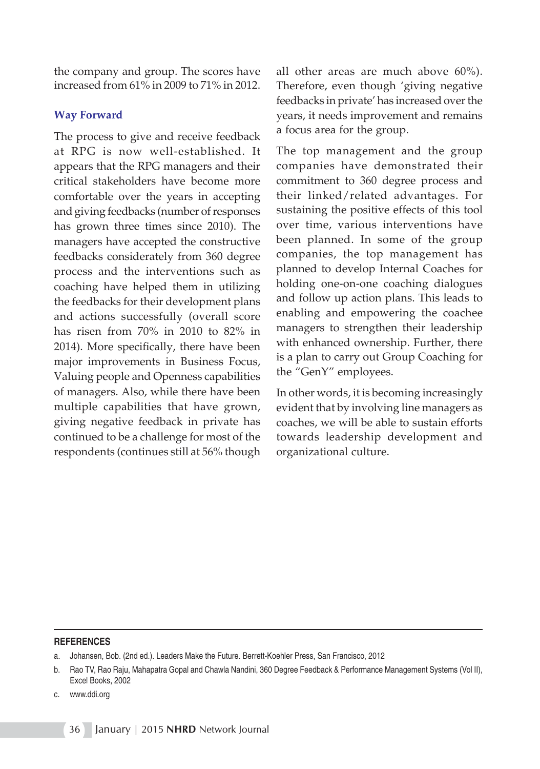the company and group. The scores have increased from 61% in 2009 to 71% in 2012.

### Way Forward

The process to give and receive feedback at RPG is now well-established. It appears that the RPG managers and their critical stakeholders have become more comfortable over the years in accepting and giving feedbacks (number of responses has grown three times since 2010). The managers have accepted the constructive feedbacks considerately from 360 degree process and the interventions such as coaching have helped them in utilizing the feedbacks for their development plans and actions successfully (overall score has risen from 70% in 2010 to 82% in 2014). More specifically, there have been major improvements in Business Focus, Valuing people and Openness capabilities of managers. Also, while there have been multiple capabilities that have grown, giving negative feedback in private has continued to be a challenge for most of the respondents (continues still at 56% though all other areas are much above 60%). Therefore, even though 'giving negative feedbacks in private' has increased over the years, it needs improvement and remains a focus area for the group.

The top management and the group companies have demonstrated their commitment to 360 degree process and their linked/related advantages. For sustaining the positive effects of this tool over time, various interventions have been planned. In some of the group companies, the top management has planned to develop Internal Coaches for holding one-on-one coaching dialogues and follow up action plans. This leads to enabling and empowering the coachee managers to strengthen their leadership with enhanced ownership. Further, there is a plan to carry out Group Coaching for the "GenY" employees.

In other words, it is becoming increasingly evident that by involving line managers as coaches, we will be able to sustain efforts towards leadership development and organizational culture.

---

**REFERENCES**

a. Johansen, Bob. (2nd ed.). Leaders Make the Future. Berrett-Koehler Press, San Francisco, 2012

b. Rao TV, Rao Raju, Mahapatra Gopal and Chawla Nandini, 360 Degree Feedback & Performance Management Systems (Vol II), Excel Books, 2002

c. www.ddi.org